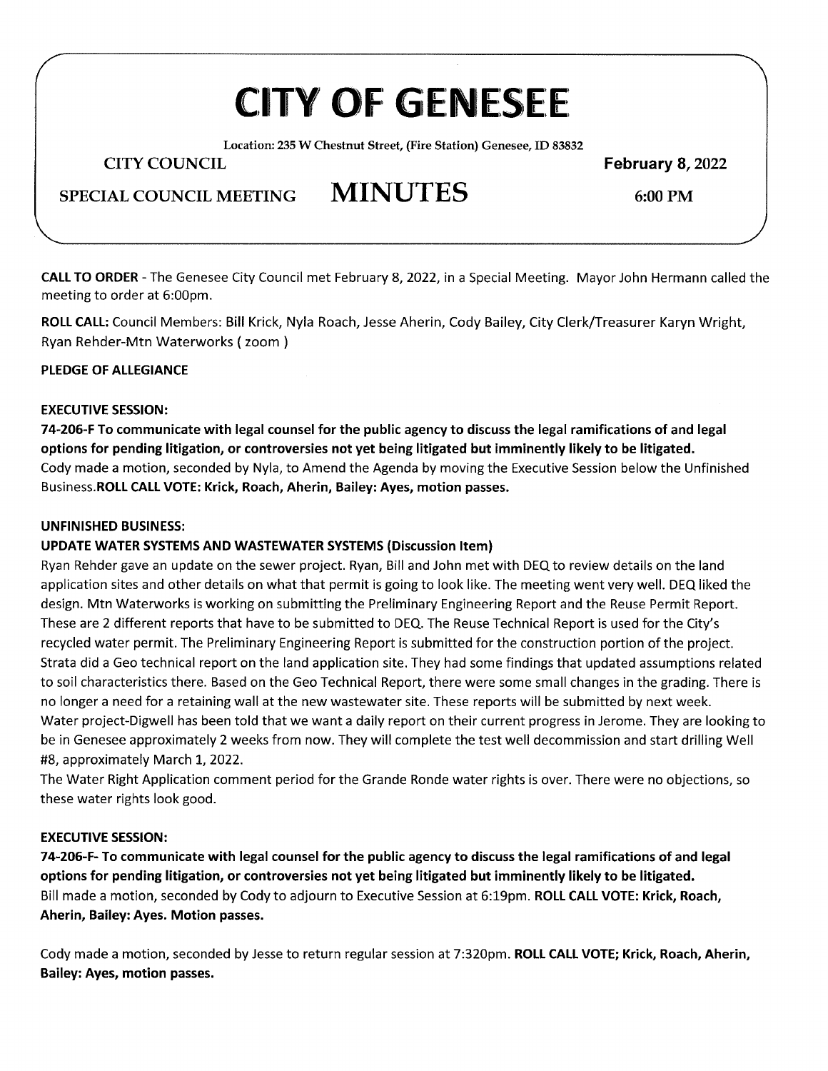# CITY OF GENESEE

Location: 235 W Chestnut Street, (Fire Station) Genesee, ID 83832

CITY COUNCIL **February 8, 2022**

SPECIAL COUNCIL MEETING **MINUTES** 6:00 PM

**CALL TO ORDER** - The Genesee City Council met February 8, 2022, in a Special Meeting. Mayor John Hermann called the meeting to order at 6:00pm.

**ROLL CALL:** Council Members: Bill Krick, Nyla Roach, Jesse Aherin, Cody Bailey, City Clerk/Treasurer Karyn Wright, Ryan Rehder-Mtn Waterworks ( zoom )

**PLEDGE OF ALLEGIANCE**

**EXECUTIVE SESSION:**

**74-206-F To communicate with legal counsel for the public agency to discuss the legal ramifications of and legal options for pending litigation, or controversies not yet being litigated but imminently likely to be litigated.**
Cody made a motion, seconded by Nyla, to Amend the Agenda by moving the Executive Session below the Unfinished Business.**ROLL CALL VOTE: Krick, Roach, Aherin, Bailey: Ayes, motion passes.**

**UNFINISHED BUSINESS:**

**UPDATE WATER SYSTEMS AND WASTEWATER SYSTEMS (Discussion Item)**

Ryan Rehder gave an update on the sewer project. Ryan, Bill and John met with DEQ to review details on the land application sites and other details on what that permit is going to look like. The meeting went very well. DEQ liked the design. Mtn Waterworks is working on submitting the Preliminary Engineering Report and the Reuse Permit Report. These are 2 different reports that have to be submitted to DEQ. The Reuse Technical Report is used for the City's recycled water permit. The Preliminary Engineering Report is submitted for the construction portion of the project. Strata did a Geo technical report on the land application site. They had some findings that updated assumptions related to soil characteristics there. Based on the Geo Technical Report, there were some small changes in the grading. There is no longer a need for a retaining wall at the new wastewater site. These reports will be submitted by next week.
Water project-Digwell has been told that we want a daily report on their current progress in Jerome. They are looking to be in Genesee approximately 2 weeks from now. They will complete the test well decommission and start drilling Well #8, approximately March 1, 2022.
The Water Right Application comment period for the Grande Ronde water rights is over. There were no objections, so these water rights look good.

**EXECUTIVE SESSION:**

**74-206-F- To communicate with legal counsel for the public agency to discuss the legal ramifications of and legal options for pending litigation, or controversies not yet being litigated but imminently likely to be litigated.**
Bill made a motion, seconded by Cody to adjourn to Executive Session at 6:19pm. **ROLL CALL VOTE: Krick, Roach, Aherin, Bailey: Ayes. Motion passes.**

Cody made a motion, seconded by Jesse to return regular session at 7:320pm. **ROLL CALL VOTE; Krick, Roach, Aherin, Bailey: Ayes, motion passes.**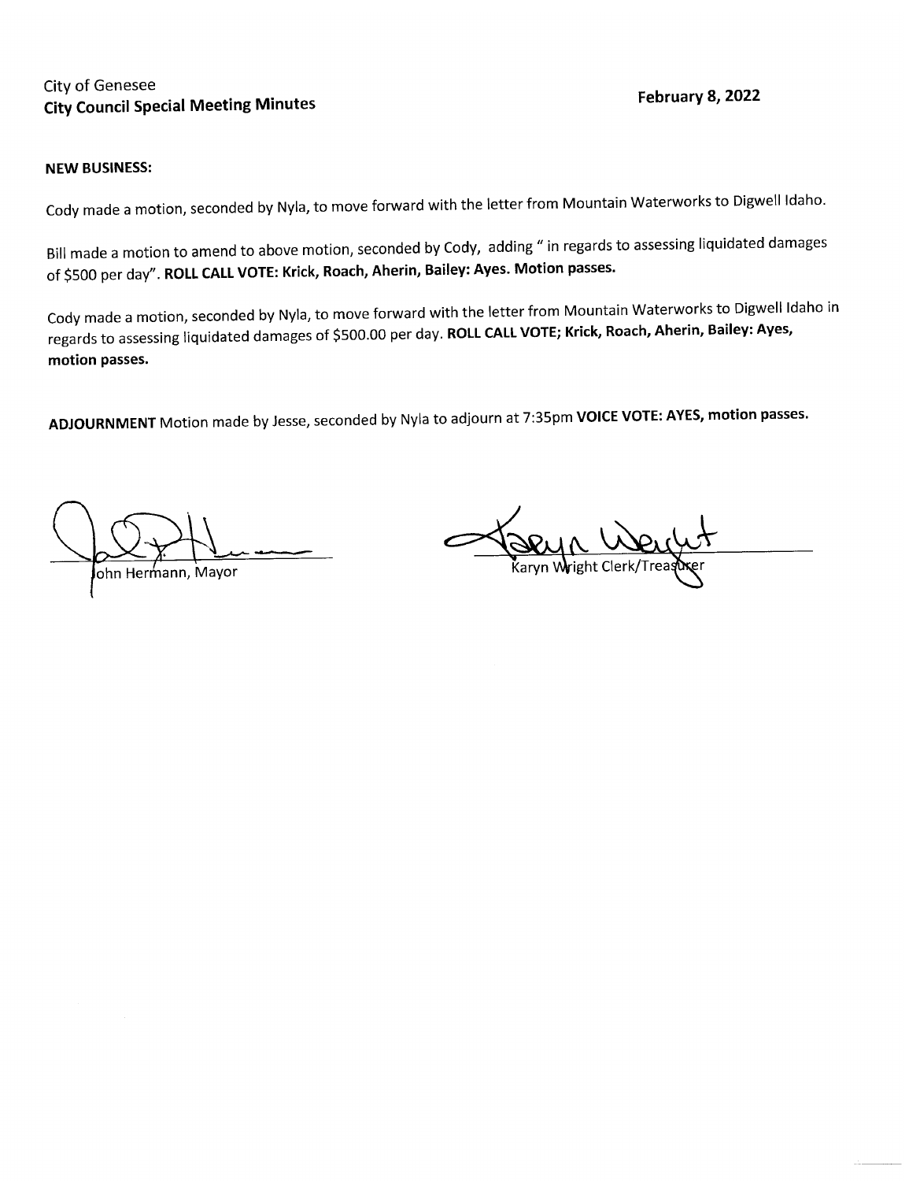City of Genesee
**City Council Special Meeting Minutes**

**February 8, 2022**

**NEW BUSINESS:**

Cody made a motion, seconded by Nyla, to move forward with the letter from Mountain Waterworks to Digwell Idaho.

Bill made a motion to amend to above motion, seconded by Cody, adding " in regards to assessing liquidated damages of $500 per day". **ROLL CALL VOTE: Krick, Roach, Aherin, Bailey: Ayes. Motion passes.**

Cody made a motion, seconded by Nyla, to move forward with the letter from Mountain Waterworks to Digwell Idaho in regards to assessing liquidated damages of $500.00 per day. **ROLL CALL VOTE; Krick, Roach, Aherin, Bailey: Ayes, motion passes.**

**ADJOURNMENT** Motion made by Jesse, seconded by Nyla to adjourn at 7:35pm **VOICE VOTE: AYES, motion passes.**

John Hermann, Mayor

Karyn Wright Clerk/Treasurer